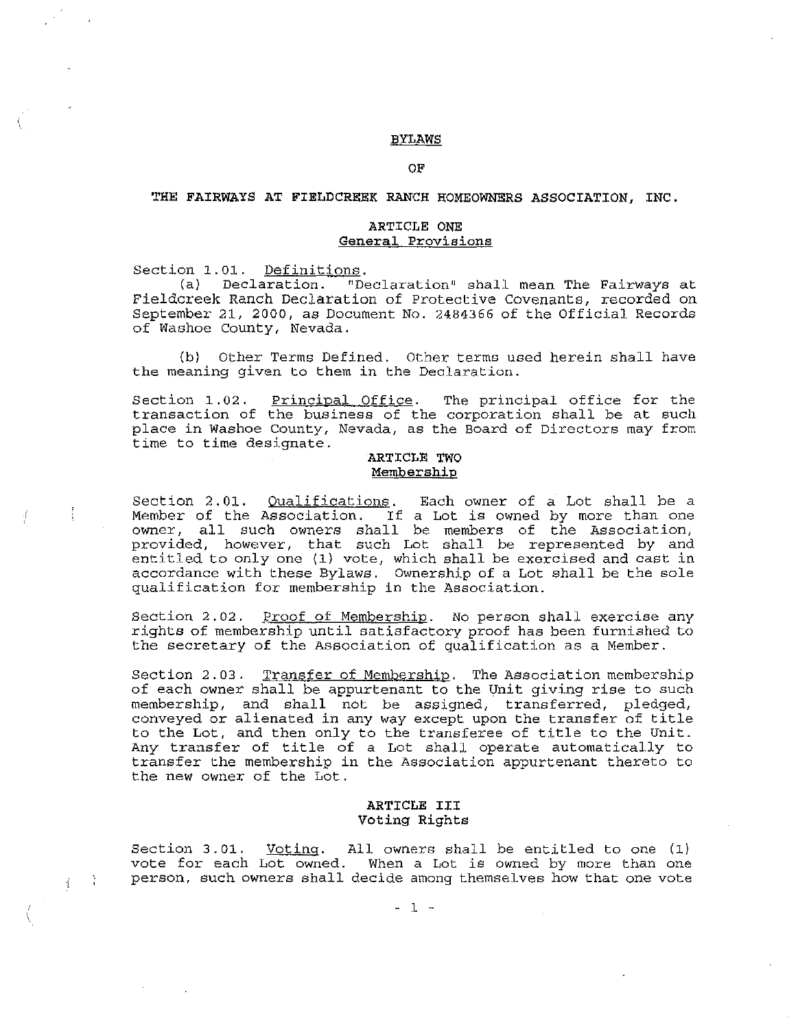# BYLAWS

## OF

## THE FAIRWAYS AT FIELDCREEK RANCH HOMEOWNERS ASSOCIATION, INC.

### ARTICLE ONE
### General Provisions

Section 1.01. Definitions.

(a) Declaration. "Declaration" shall mean The Fairways at Fieldcreek Ranch Declaration of Protective Covenants, recorded on September 21, 2000, as Document No. 2484366 of the Official Records of Washoe County, Nevada.

(b) Other Terms Defined. Other terms used herein shall have the meaning given to them in the Declaration.

Section 1.02. Principal Office. The principal office for the transaction of the business of the corporation shall be at such place in Washoe County, Nevada, as the Board of Directors may from time to time designate.

### ARTICLE TWO
### Membership

Section 2.01. Qualifications. Each owner of a Lot shall be a Member of the Association. If a Lot is owned by more than one owner, all such owners shall be members of the Association, provided, however, that such Lot shall be represented by and entitled to only one (1) vote, which shall be exercised and cast in accordance with these Bylaws. Ownership of a Lot shall be the sole qualification for membership in the Association.

Section 2.02. Proof of Membership. No person shall exercise any rights of membership until satisfactory proof has been furnished to the secretary of the Association of qualification as a Member.

Section 2.03. Transfer of Membership. The Association membership of each owner shall be appurtenant to the Unit giving rise to such membership, and shall not be assigned, transferred, pledged, conveyed or alienated in any way except upon the transfer of title to the Lot, and then only to the transferee of title to the Unit. Any transfer of title of a Lot shall operate automatically to transfer the membership in the Association appurtenant thereto to the new owner of the Lot.

### ARTICLE III
### Voting Rights

Section 3.01. Voting. All owners shall be entitled to one (1) vote for each Lot owned. When a Lot is owned by more than one person, such owners shall decide among themselves how that one vote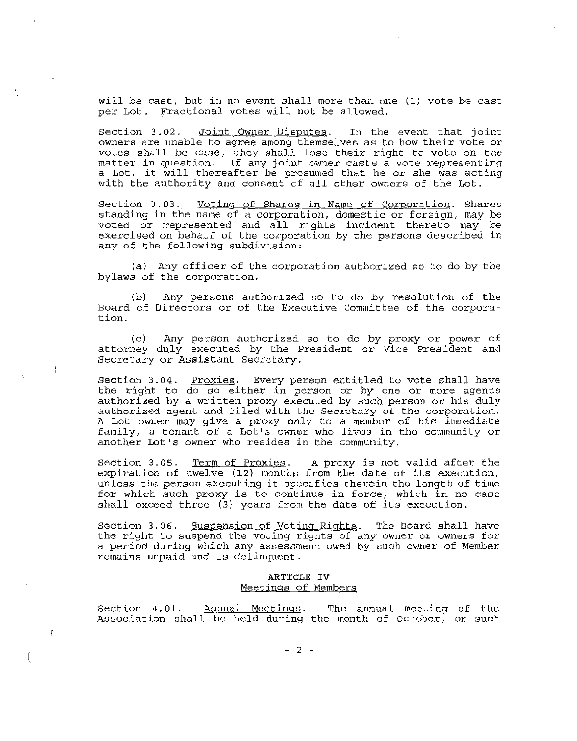will be cast, but in no event shall more than one (1) vote be cast per Lot. Fractional votes will not be allowed.

Section 3.02. Joint Owner Disputes. In the event that joint owners are unable to agree among themselves as to how their vote or votes shall be case, they shall lose their right to vote on the matter in question. If any joint owner casts a vote representing a Lot, it will thereafter be presumed that he or she was acting with the authority and consent of all other owners of the Lot.

Section 3.03. Voting of Shares in Name of Corporation. Shares standing in the name of a corporation, domestic or foreign, may be voted or represented and all rights incident thereto may be exercised on behalf of the corporation by the persons described in any of the following subdivision:

(a) Any officer of the corporation authorized so to do by the bylaws of the corporation.

(b) Any persons authorized so to do by resolution of the Board of Directors or of the Executive Committee of the corporation.

(c) Any person authorized so to do by proxy or power of attorney duly executed by the President or Vice President and Secretary or Assistant Secretary.

Section 3.04. Proxies. Every person entitled to vote shall have the right to do so either in person or by one or more agents authorized by a written proxy executed by such person or his duly authorized agent and filed with the Secretary of the corporation. A Lot owner may give a proxy only to a member of his immediate family, a tenant of a Lot's owner who lives in the community or another Lot's owner who resides in the community.

Section 3.05. Term of Proxies. A proxy is not valid after the expiration of twelve (12) months from the date of its execution, unless the person executing it specifies therein the length of time for which such proxy is to continue in force, which in no case shall exceed three (3) years from the date of its execution.

Section 3.06. Suspension of Voting Rights. The Board shall have the right to suspend the voting rights of any owner or owners for a period during which any assessment owed by such owner of Member remains unpaid and is delinquent.

## ARTICLE IV
## Meetings of Members

Section 4.01. Annual Meetings. The annual meeting of the Association shall be held during the month of October, or such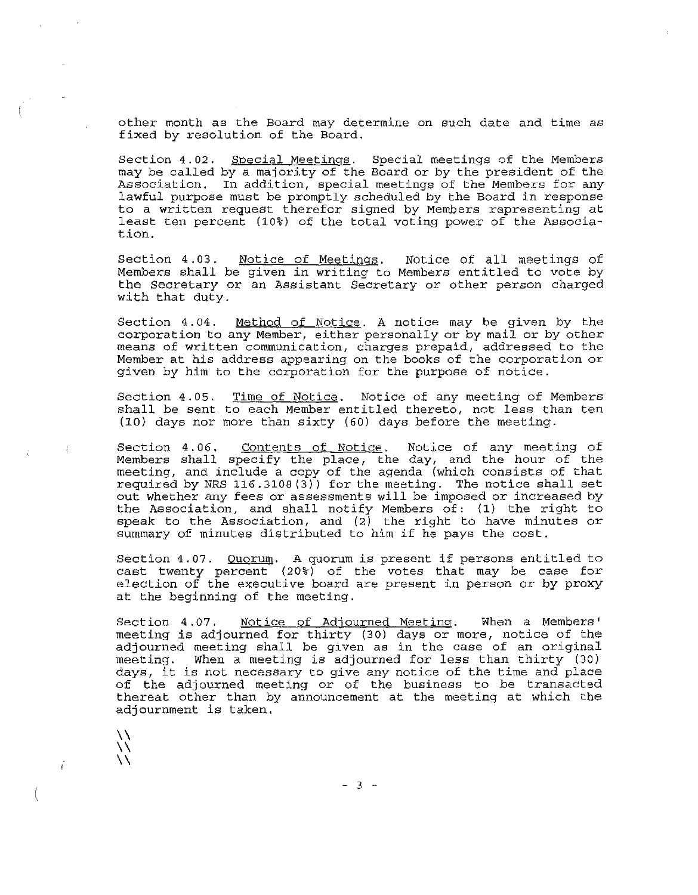other month as the Board may determine on such date and time as fixed by resolution of the Board.

Section 4.02. Special Meetings. Special meetings of the Members may be called by a majority of the Board or by the president of the Association. In addition, special meetings of the Members for any lawful purpose must be promptly scheduled by the Board in response to a written request therefor signed by Members representing at least ten percent (10%) of the total voting power of the Association.

Section 4.03. Notice of Meetings. Notice of all meetings of Members shall be given in writing to Members entitled to vote by the Secretary or an Assistant Secretary or other person charged with that duty.

Section 4.04. Method of Notice. A notice may be given by the corporation to any Member, either personally or by mail or by other means of written communication, charges prepaid, addressed to the Member at his address appearing on the books of the corporation or given by him to the corporation for the purpose of notice.

Section 4.05. Time of Notice. Notice of any meeting of Members shall be sent to each Member entitled thereto, not less than ten (10) days nor more than sixty (60) days before the meeting.

Section 4.06. Contents of Notice. Notice of any meeting of Members shall specify the place, the day, and the hour of the meeting, and include a copy of the agenda (which consists of that required by NRS 116.3108(3)) for the meeting. The notice shall set out whether any fees or assessments will be imposed or increased by the Association, and shall notify Members of: (1) the right to speak to the Association, and (2) the right to have minutes or summary of minutes distributed to him if he pays the cost.

Section 4.07. Quorum. A quorum is present if persons entitled to cast twenty percent (20%) of the votes that may be case for election of the executive board are present in person or by proxy at the beginning of the meeting.

Section 4.07. Notice of Adjourned Meeting. When a Members' meeting is adjourned for thirty (30) days or more, notice of the adjourned meeting shall be given as in the case of an original meeting. When a meeting is adjourned for less than thirty (30) days, it is not necessary to give any notice of the time and place of the adjourned meeting or of the business to be transacted thereat other than by announcement at the meeting at which the adjournment is taken.

\\
\\
\\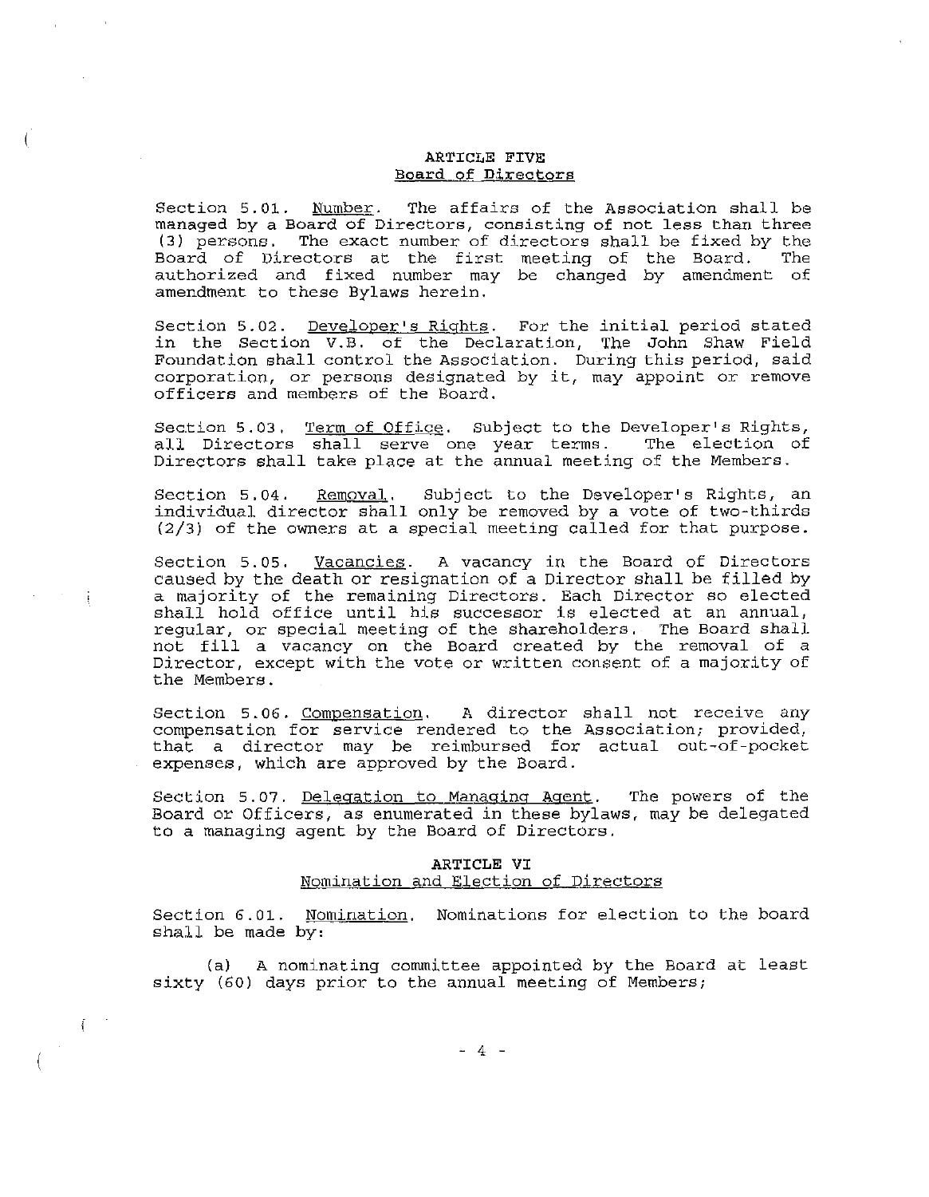## ARTICLE FIVE
### Board of Directors

Section 5.01. Number. The affairs of the Association shall be managed by a Board of Directors, consisting of not less than three (3) persons. The exact number of directors shall be fixed by the Board of Directors at the first meeting of the Board. The authorized and fixed number may be changed by amendment of amendment to these Bylaws herein.

Section 5.02. Developer's Rights. For the initial period stated in the Section V.B. of the Declaration, The John Shaw Field Foundation shall control the Association. During this period, said corporation, or persons designated by it, may appoint or remove officers and members of the Board.

Section 5.03. Term of Office. Subject to the Developer's Rights, all Directors shall serve one year terms. The election of Directors shall take place at the annual meeting of the Members.

Section 5.04. Removal. Subject to the Developer's Rights, an individual director shall only be removed by a vote of two-thirds (2/3) of the owners at a special meeting called for that purpose.

Section 5.05. Vacancies. A vacancy in the Board of Directors caused by the death or resignation of a Director shall be filled by a majority of the remaining Directors. Each Director so elected shall hold office until his successor is elected at an annual, regular, or special meeting of the shareholders. The Board shall not fill a vacancy on the Board created by the removal of a Director, except with the vote or written consent of a majority of the Members.

Section 5.06. Compensation. A director shall not receive any compensation for service rendered to the Association; provided, that a director may be reimbursed for actual out-of-pocket expenses, which are approved by the Board.

Section 5.07. Delegation to Managing Agent. The powers of the Board or Officers, as enumerated in these bylaws, may be delegated to a managing agent by the Board of Directors.

## ARTICLE VI
### Nomination and Election of Directors

Section 6.01. Nomination. Nominations for election to the board shall be made by:

(a) A nominating committee appointed by the Board at least sixty (60) days prior to the annual meeting of Members;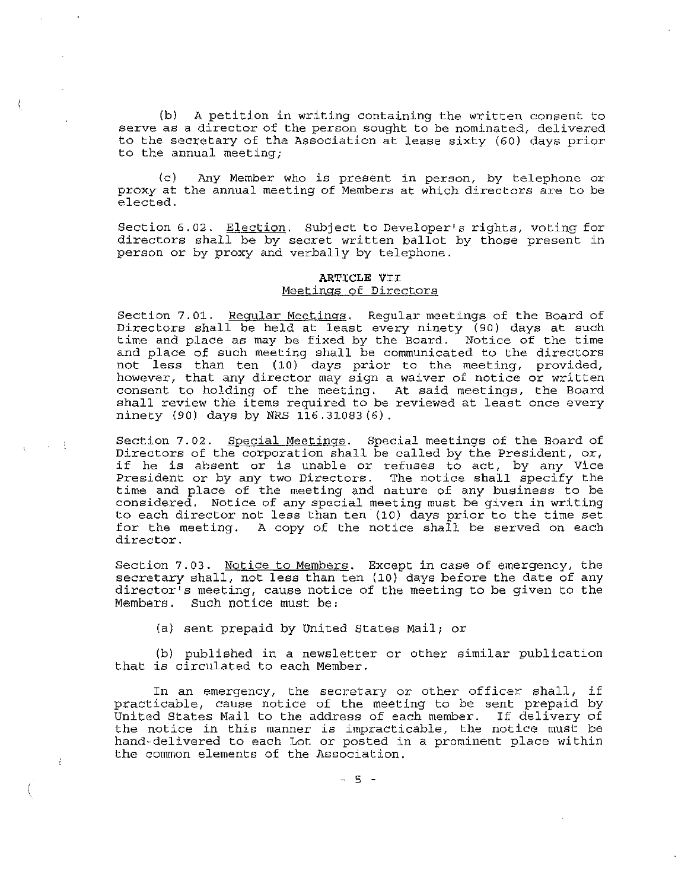(b) A petition in writing containing the written consent to serve as a director of the person sought to be nominated, delivered to the secretary of the Association at lease sixty (60) days prior to the annual meeting;

(c) Any Member who is present in person, by telephone or proxy at the annual meeting of Members at which directors are to be elected.

Section 6.02. Election. Subject to Developer's rights, voting for directors shall be by secret written ballot by those present in person or by proxy and verbally by telephone.

## ARTICLE VII
### Meetings of Directors

Section 7.01. Regular Meetings. Regular meetings of the Board of Directors shall be held at least every ninety (90) days at such time and place as may be fixed by the Board. Notice of the time and place of such meeting shall be communicated to the directors not less than ten (10) days prior to the meeting, provided, however, that any director may sign a waiver of notice or written consent to holding of the meeting. At said meetings, the Board shall review the items required to be reviewed at least once every ninety (90) days by NRS 116.31083(6).

Section 7.02. Special Meetings. Special meetings of the Board of Directors of the corporation shall be called by the President, or, if he is absent or is unable or refuses to act, by any Vice President or by any two Directors. The notice shall specify the time and place of the meeting and nature of any business to be considered. Notice of any special meeting must be given in writing to each director not less than ten (10) days prior to the time set for the meeting. A copy of the notice shall be served on each director.

Section 7.03. Notice to Members. Except in case of emergency, the secretary shall, not less than ten (10) days before the date of any director's meeting, cause notice of the meeting to be given to the Members. Such notice must be:

(a) sent prepaid by United States Mail; or

(b) published in a newsletter or other similar publication that is circulated to each Member.

In an emergency, the secretary or other officer shall, if practicable, cause notice of the meeting to be sent prepaid by United States Mail to the address of each member. If delivery of the notice in this manner is impracticable, the notice must be hand-delivered to each Lot or posted in a prominent place within the common elements of the Association.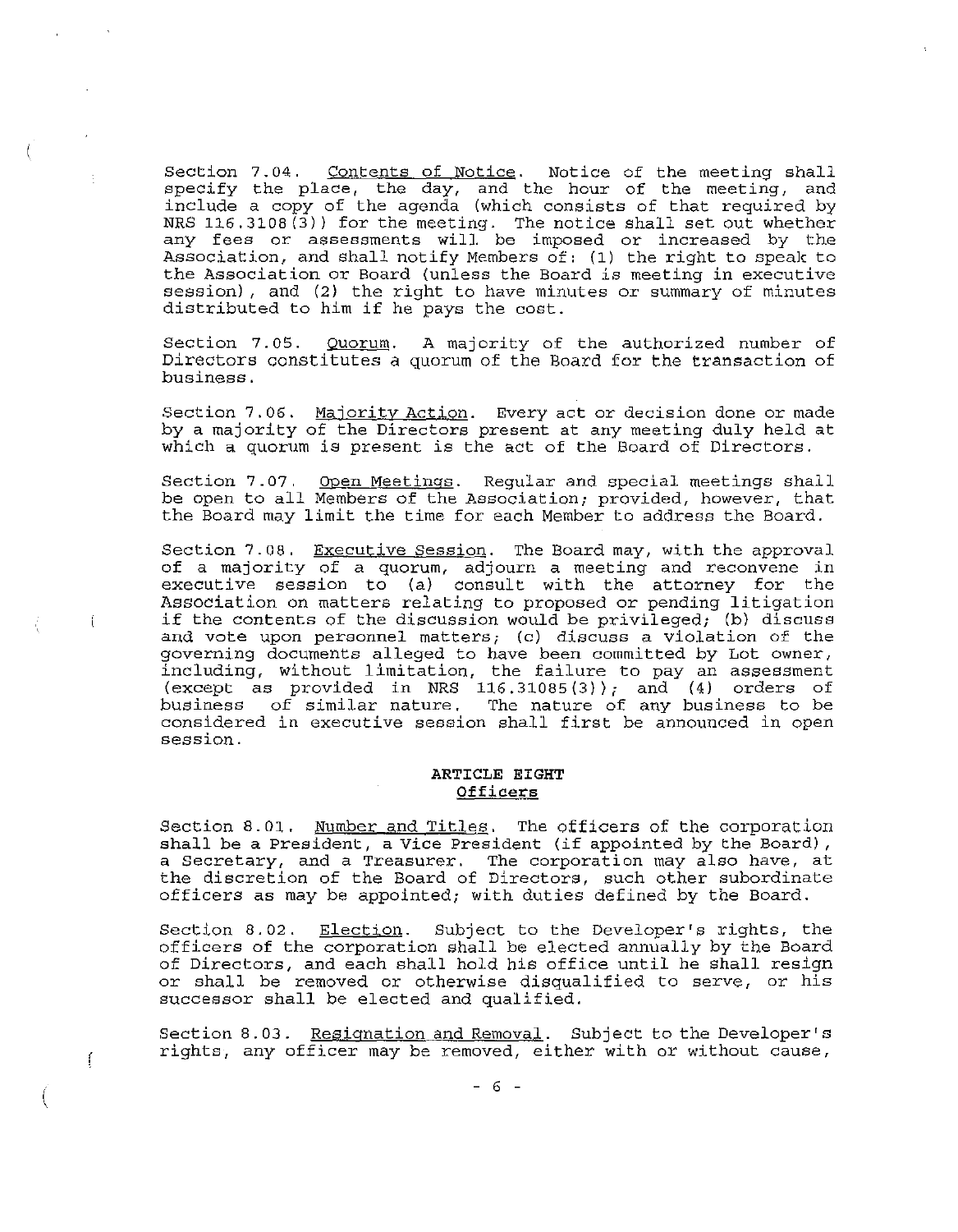Section 7.04. Contents of Notice. Notice of the meeting shall specify the place, the day, and the hour of the meeting, and include a copy of the agenda (which consists of that required by NRS 116.3108(3)) for the meeting. The notice shall set out whether any fees or assessments will be imposed or increased by the Association, and shall notify Members of: (1) the right to speak to the Association or Board (unless the Board is meeting in executive session), and (2) the right to have minutes or summary of minutes distributed to him if he pays the cost.

Section 7.05. Quorum. A majority of the authorized number of Directors constitutes a quorum of the Board for the transaction of business.

Section 7.06. Majority Action. Every act or decision done or made by a majority of the Directors present at any meeting duly held at which a quorum is present is the act of the Board of Directors.

Section 7.07. Open Meetings. Regular and special meetings shall be open to all Members of the Association; provided, however, that the Board may limit the time for each Member to address the Board.

Section 7.08. Executive Session. The Board may, with the approval of a majority of a quorum, adjourn a meeting and reconvene in executive session to (a) consult with the attorney for the Association on matters relating to proposed or pending litigation if the contents of the discussion would be privileged; (b) discuss and vote upon personnel matters; (c) discuss a violation of the governing documents alleged to have been committed by Lot owner, including, without limitation, the failure to pay an assessment (except as provided in NRS 116.31085(3)); and (4) orders of business of similar nature. The nature of any business to be considered in executive session shall first be announced in open session.

## ARTICLE EIGHT
## Officers

Section 8.01. Number and Titles. The officers of the corporation shall be a President, a Vice President (if appointed by the Board), a Secretary, and a Treasurer. The corporation may also have, at the discretion of the Board of Directors, such other subordinate officers as may be appointed; with duties defined by the Board.

Section 8.02. Election. Subject to the Developer's rights, the officers of the corporation shall be elected annually by the Board of Directors, and each shall hold his office until he shall resign or shall be removed or otherwise disqualified to serve, or his successor shall be elected and qualified.

Section 8.03. Resignation and Removal. Subject to the Developer's rights, any officer may be removed, either with or without cause,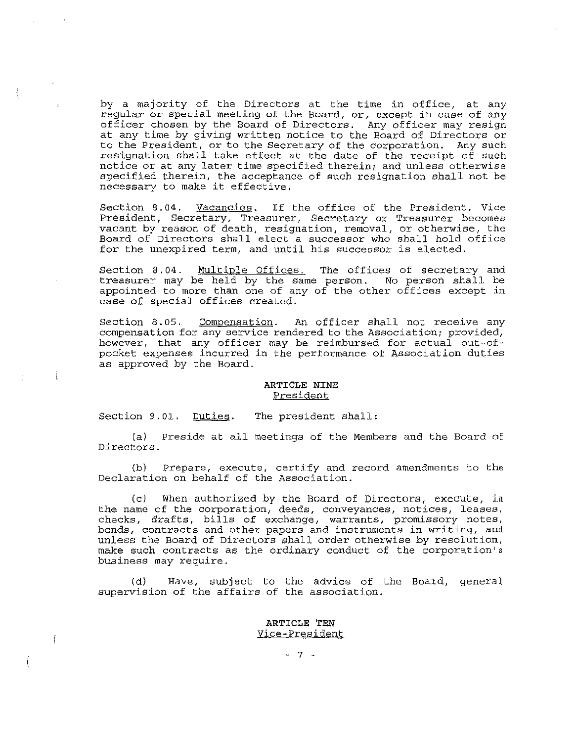by a majority of the Directors at the time in office, at any regular or special meeting of the Board, or, except in case of any officer chosen by the Board of Directors. Any officer may resign at any time by giving written notice to the Board of Directors or to the President, or to the Secretary of the corporation. Any such resignation shall take effect at the date of the receipt of such notice or at any later time specified therein; and unless otherwise specified therein, the acceptance of such resignation shall not be necessary to make it effective.

Section 8.04. Vacancies. If the office of the President, Vice President, Secretary, Treasurer, Secretary or Treasurer becomes vacant by reason of death, resignation, removal, or otherwise, the Board of Directors shall elect a successor who shall hold office for the unexpired term, and until his successor is elected.

Section 8.04. Multiple Offices. The offices of secretary and treasurer may be held by the same person. No person shall be appointed to more than one of any of the other offices except in case of special offices created.

Section 8.05. Compensation. An officer shall not receive any compensation for any service rendered to the Association; provided, however, that any officer may be reimbursed for actual out-of-pocket expenses incurred in the performance of Association duties as approved by the Board.

## ARTICLE NINE
### President

Section 9.01. Duties. The president shall:

(a) Preside at all meetings of the Members and the Board of Directors.

(b) Prepare, execute, certify and record amendments to the Declaration on behalf of the Association.

(c) When authorized by the Board of Directors, execute, in the name of the corporation, deeds, conveyances, notices, leases, checks, drafts, bills of exchange, warrants, promissory notes, bonds, contracts and other papers and instruments in writing, and unless the Board of Directors shall order otherwise by resolution, make such contracts as the ordinary conduct of the corporation's business may require.

(d) Have, subject to the advice of the Board, general supervision of the affairs of the association.

## ARTICLE TEN
### Vice-President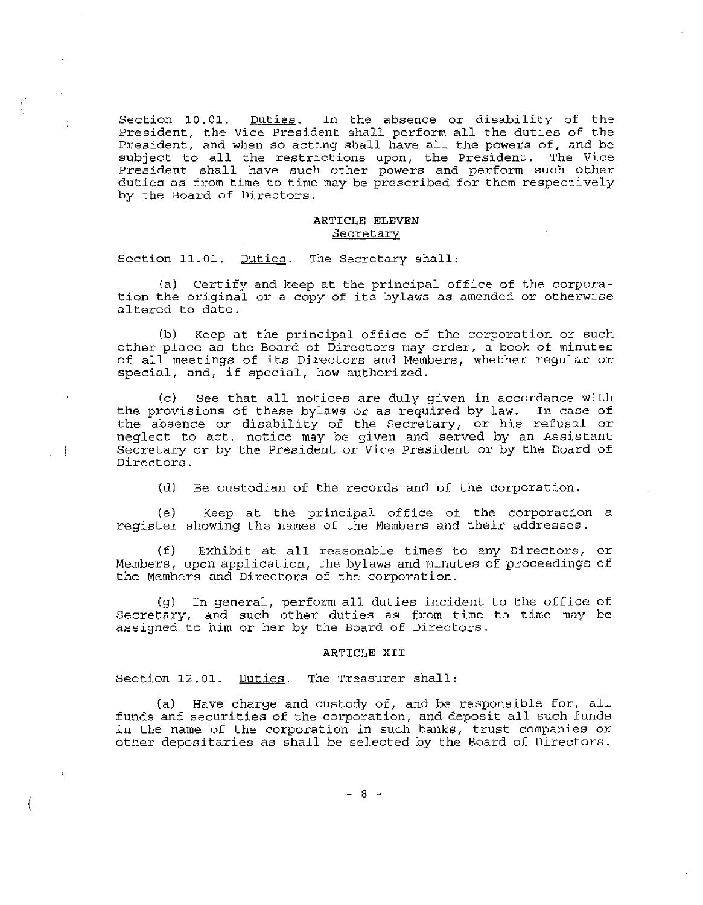Section 10.01. Duties. In the absence or disability of the President, the Vice President shall perform all the duties of the President, and when so acting shall have all the powers of, and be subject to all the restrictions upon, the President. The Vice President shall have such other powers and perform such other duties as from time to time may be prescribed for them respectively by the Board of Directors.

## ARTICLE ELEVEN
### Secretary

Section 11.01. Duties. The Secretary shall:

(a) Certify and keep at the principal office of the corporation the original or a copy of its bylaws as amended or otherwise altered to date.

(b) Keep at the principal office of the corporation or such other place as the Board of Directors may order, a book of minutes of all meetings of its Directors and Members, whether regular or special, and, if special, how authorized.

(c) See that all notices are duly given in accordance with the provisions of these bylaws or as required by law. In case of the absence or disability of the Secretary, or his refusal or neglect to act, notice may be given and served by an Assistant Secretary or by the President or Vice President or by the Board of Directors.

(d) Be custodian of the records and of the corporation.

(e) Keep at the principal office of the corporation a register showing the names of the Members and their addresses.

(f) Exhibit at all reasonable times to any Directors, or Members, upon application, the bylaws and minutes of proceedings of the Members and Directors of the corporation.

(g) In general, perform all duties incident to the office of Secretary, and such other duties as from time to time may be assigned to him or her by the Board of Directors.

## ARTICLE XII

Section 12.01. Duties. The Treasurer shall:

(a) Have charge and custody of, and be responsible for, all funds and securities of the corporation, and deposit all such funds in the name of the corporation in such banks, trust companies or other depositaries as shall be selected by the Board of Directors.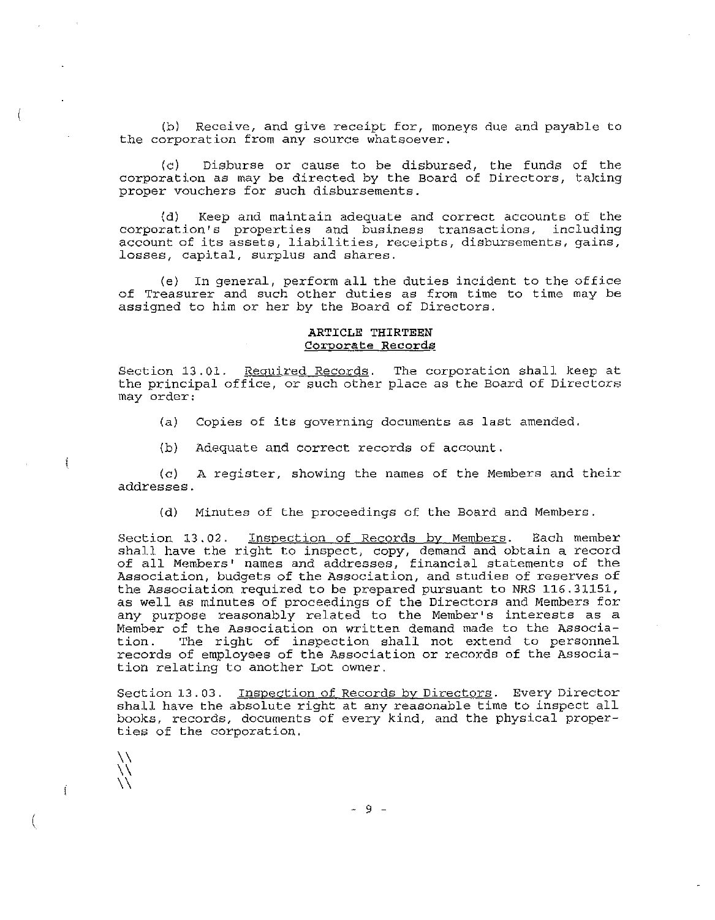(b) Receive, and give receipt for, moneys due and payable to the corporation from any source whatsoever.

(c) Disburse or cause to be disbursed, the funds of the corporation as may be directed by the Board of Directors, taking proper vouchers for such disbursements.

(d) Keep and maintain adequate and correct accounts of the corporation's properties and business transactions, including account of its assets, liabilities, receipts, disbursements, gains, losses, capital, surplus and shares.

(e) In general, perform all the duties incident to the office of Treasurer and such other duties as from time to time may be assigned to him or her by the Board of Directors.

## ARTICLE THIRTEEN
## Corporate Records

Section 13.01. Required Records. The corporation shall keep at the principal office, or such other place as the Board of Directors may order:

(a) Copies of its governing documents as last amended.

(b) Adequate and correct records of account.

(c) A register, showing the names of the Members and their addresses.

(d) Minutes of the proceedings of the Board and Members.

Section 13.02. Inspection of Records by Members. Each member shall have the right to inspect, copy, demand and obtain a record of all Members' names and addresses, financial statements of the Association, budgets of the Association, and studies of reserves of the Association required to be prepared pursuant to NRS 116.31151, as well as minutes of proceedings of the Directors and Members for any purpose reasonably related to the Member's interests as a Member of the Association on written demand made to the Association. The right of inspection shall not extend to personnel records of employees of the Association or records of the Association relating to another Lot owner.

Section 13.03. Inspection of Records by Directors. Every Director shall have the absolute right at any reasonable time to inspect all books, records, documents of every kind, and the physical properties of the corporation.

\\
\\
\\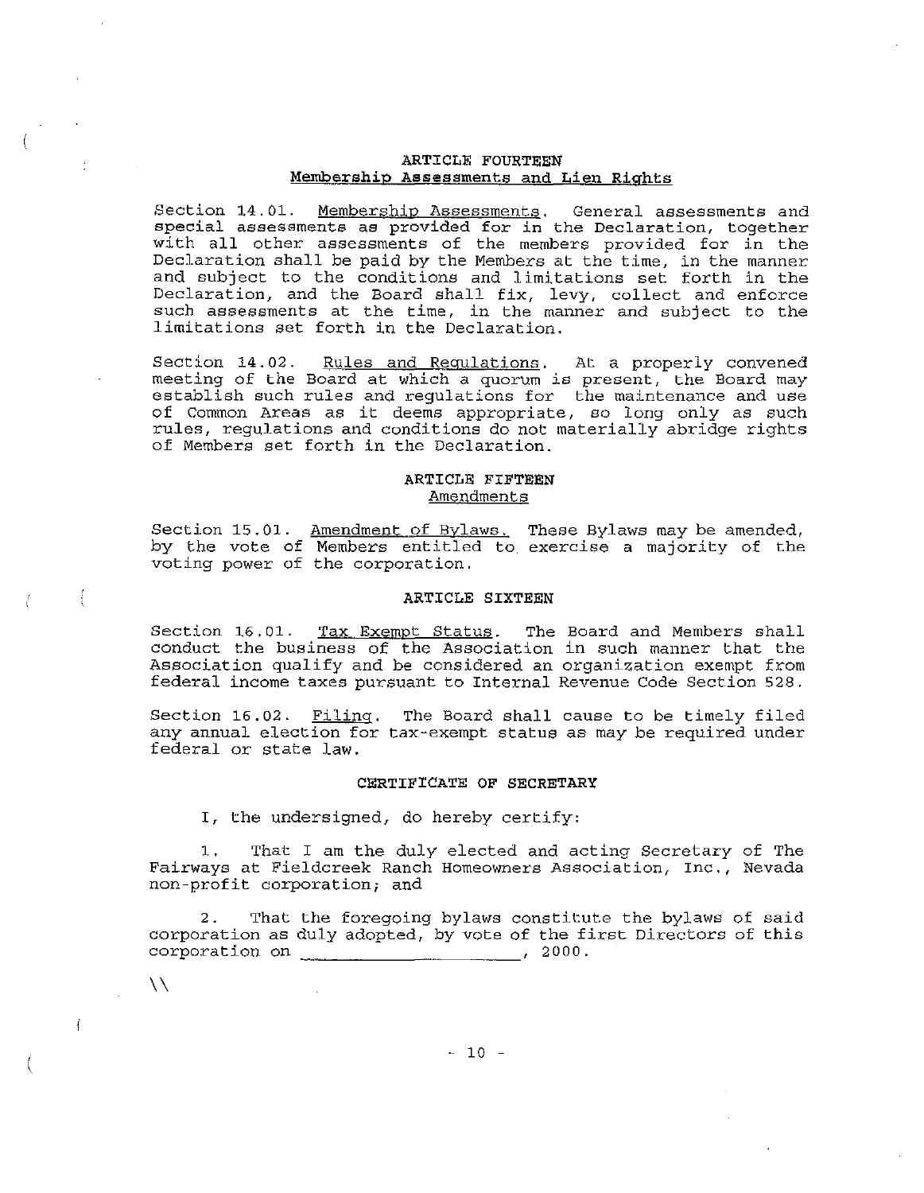## ARTICLE FOURTEEN
### Membership Assessments and Lien Rights

Section 14.01. Membership Assessments. General assessments and special assessments as provided for in the Declaration, together with all other assessments of the members provided for in the Declaration shall be paid by the Members at the time, in the manner and subject to the conditions and limitations set forth in the Declaration, and the Board shall fix, levy, collect and enforce such assessments at the time, in the manner and subject to the limitations set forth in the Declaration.

Section 14.02. Rules and Regulations. At a properly convened meeting of the Board at which a quorum is present, the Board may establish such rules and regulations for the maintenance and use of Common Areas as it deems appropriate, so long only as such rules, regulations and conditions do not materially abridge rights of Members set forth in the Declaration.

## ARTICLE FIFTEEN
### Amendments

Section 15.01. Amendment of Bylaws. These Bylaws may be amended, by the vote of Members entitled to exercise a majority of the voting power of the corporation.

## ARTICLE SIXTEEN

Section 16.01. Tax Exempt Status. The Board and Members shall conduct the business of the Association in such manner that the Association qualify and be considered an organization exempt from federal income taxes pursuant to Internal Revenue Code Section 528.

Section 16.02. Filing. The Board shall cause to be timely filed any annual election for tax-exempt status as may be required under federal or state law.

## CERTIFICATE OF SECRETARY

I, the undersigned, do hereby certify:

1. That I am the duly elected and acting Secretary of The Fairways at Fieldcreek Ranch Homeowners Association, Inc., Nevada non-profit corporation; and

2. That the foregoing bylaws constitute the bylaws of said corporation as duly adopted, by vote of the first Directors of this corporation on ______________________, 2000.

\\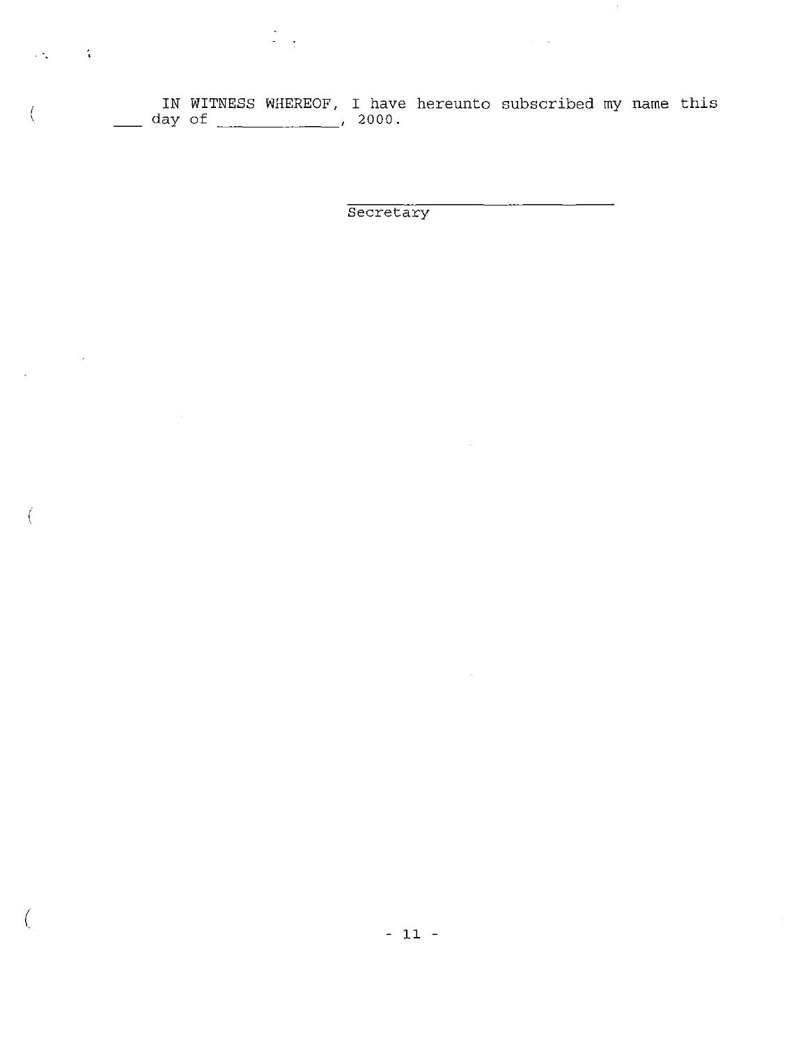IN WITNESS WHEREOF, I have hereunto subscribed my name this ___ day of ____________, 2000.

______________________________
Secretary